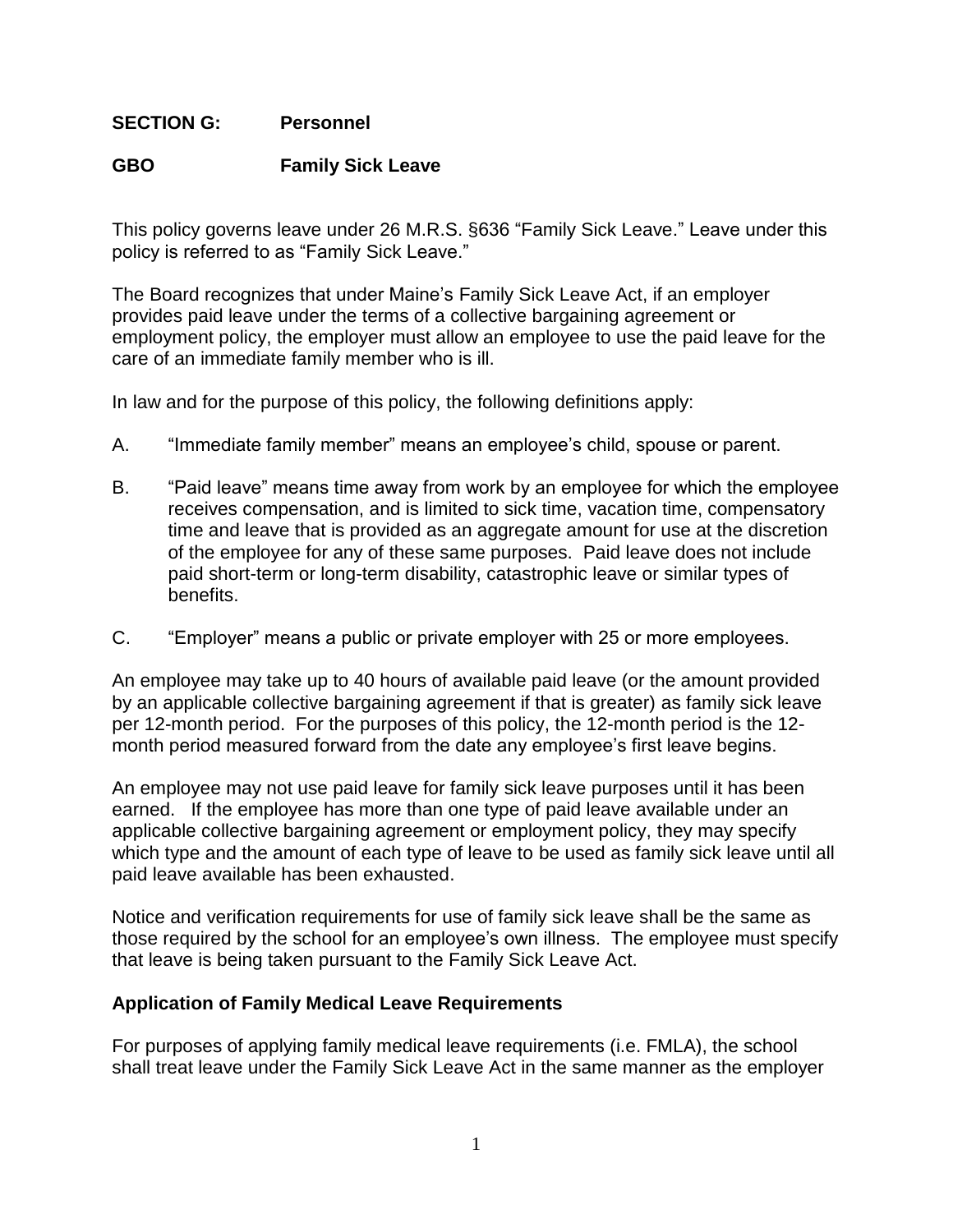**SECTION G: Personnel**

**GBO Family Sick Leave**

This policy governs leave under 26 M.R.S. §636 "Family Sick Leave." Leave under this policy is referred to as "Family Sick Leave."

The Board recognizes that under Maine's Family Sick Leave Act, if an employer provides paid leave under the terms of a collective bargaining agreement or employment policy, the employer must allow an employee to use the paid leave for the care of an immediate family member who is ill.

In law and for the purpose of this policy, the following definitions apply:

A. "Immediate family member" means an employee's child, spouse or parent.

B. "Paid leave" means time away from work by an employee for which the employee receives compensation, and is limited to sick time, vacation time, compensatory time and leave that is provided as an aggregate amount for use at the discretion of the employee for any of these same purposes. Paid leave does not include paid short-term or long-term disability, catastrophic leave or similar types of benefits.

C. "Employer" means a public or private employer with 25 or more employees.

An employee may take up to 40 hours of available paid leave (or the amount provided by an applicable collective bargaining agreement if that is greater) as family sick leave per 12-month period. For the purposes of this policy, the 12-month period is the 12-month period measured forward from the date any employee's first leave begins.

An employee may not use paid leave for family sick leave purposes until it has been earned. If the employee has more than one type of paid leave available under an applicable collective bargaining agreement or employment policy, they may specify which type and the amount of each type of leave to be used as family sick leave until all paid leave available has been exhausted.

Notice and verification requirements for use of family sick leave shall be the same as those required by the school for an employee's own illness. The employee must specify that leave is being taken pursuant to the Family Sick Leave Act.

**Application of Family Medical Leave Requirements**

For purposes of applying family medical leave requirements (i.e. FMLA), the school shall treat leave under the Family Sick Leave Act in the same manner as the employer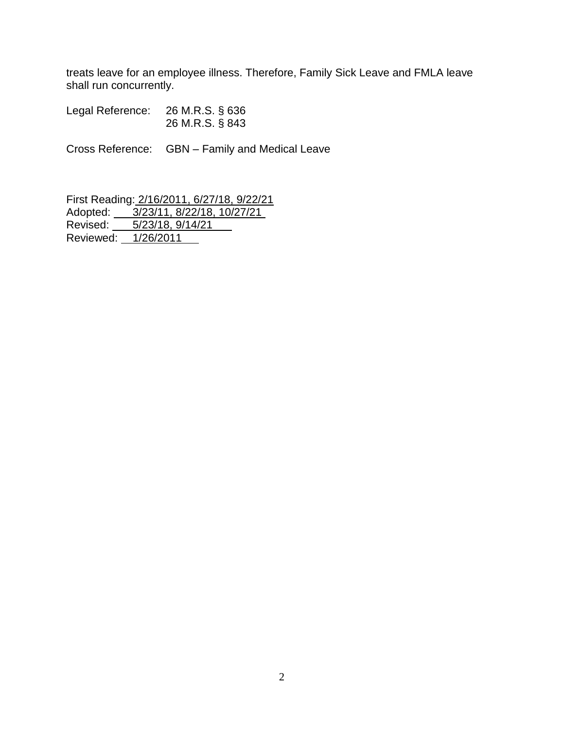treats leave for an employee illness. Therefore, Family Sick Leave and FMLA leave shall run concurrently.

Legal Reference: 26 M.R.S. § 636
26 M.R.S. § 843

Cross Reference: GBN – Family and Medical Leave

First Reading: 2/16/2011, 6/27/18, 9/22/21
Adopted: 3/23/11, 8/22/18, 10/27/21
Revised: 5/23/18, 9/14/21
Reviewed: 1/26/2011